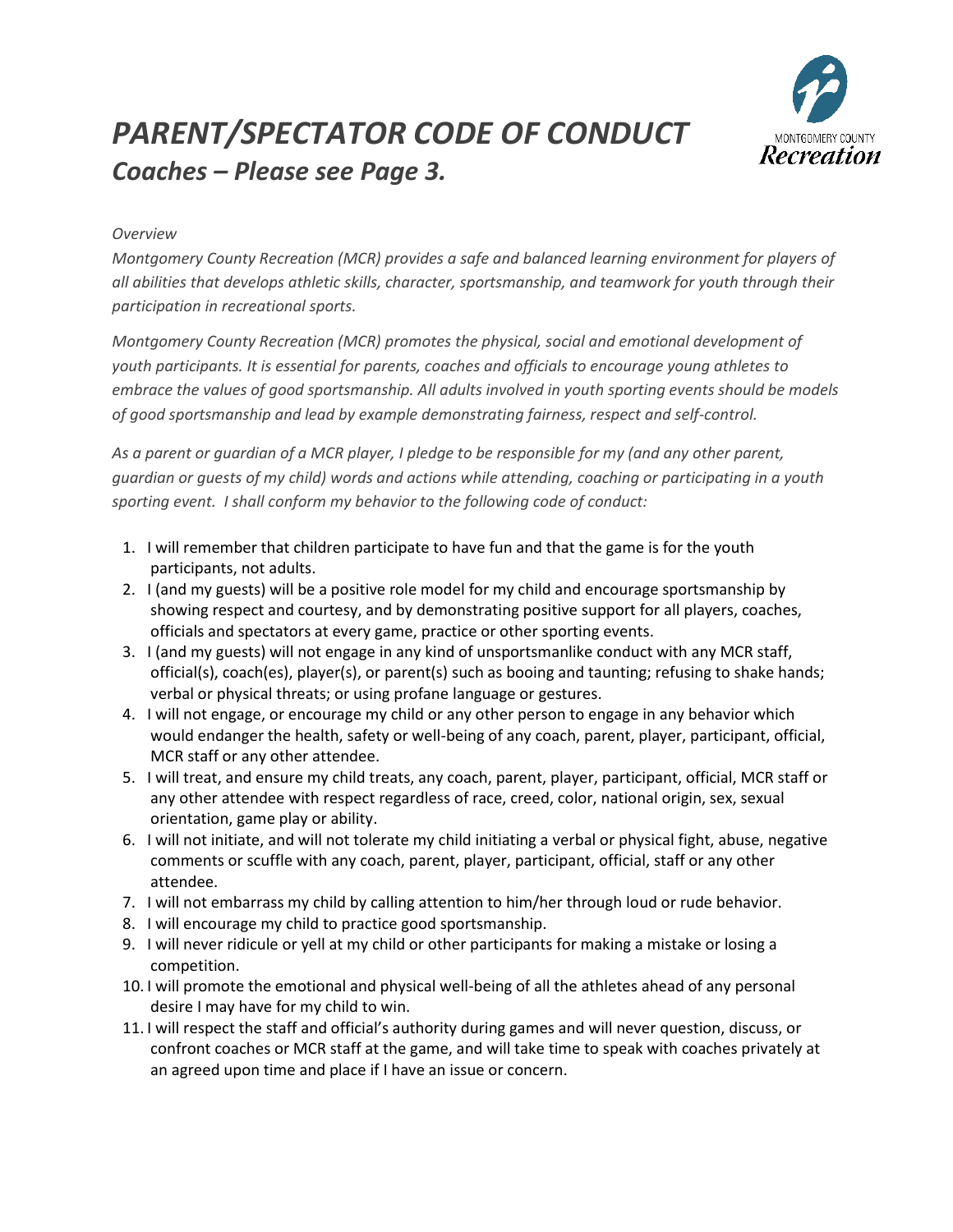# *PARENT/SPECTATOR CODE OF CONDUCT*

## *Coaches – Please see Page 3.*

MONTGOMERY COUNTY
Recreation

*Overview*

*Montgomery County Recreation (MCR) provides a safe and balanced learning environment for players of all abilities that develops athletic skills, character, sportsmanship, and teamwork for youth through their participation in recreational sports.*

*Montgomery County Recreation (MCR) promotes the physical, social and emotional development of youth participants. It is essential for parents, coaches and officials to encourage young athletes to embrace the values of good sportsmanship. All adults involved in youth sporting events should be models of good sportsmanship and lead by example demonstrating fairness, respect and self-control.*

*As a parent or guardian of a MCR player, I pledge to be responsible for my (and any other parent, guardian or guests of my child) words and actions while attending, coaching or participating in a youth sporting event. I shall conform my behavior to the following code of conduct:*

1. I will remember that children participate to have fun and that the game is for the youth participants, not adults.
2. I (and my guests) will be a positive role model for my child and encourage sportsmanship by showing respect and courtesy, and by demonstrating positive support for all players, coaches, officials and spectators at every game, practice or other sporting events.
3. I (and my guests) will not engage in any kind of unsportsmanlike conduct with any MCR staff, official(s), coach(es), player(s), or parent(s) such as booing and taunting; refusing to shake hands; verbal or physical threats; or using profane language or gestures.
4. I will not engage, or encourage my child or any other person to engage in any behavior which would endanger the health, safety or well-being of any coach, parent, player, participant, official, MCR staff or any other attendee.
5. I will treat, and ensure my child treats, any coach, parent, player, participant, official, MCR staff or any other attendee with respect regardless of race, creed, color, national origin, sex, sexual orientation, game play or ability.
6. I will not initiate, and will not tolerate my child initiating a verbal or physical fight, abuse, negative comments or scuffle with any coach, parent, player, participant, official, staff or any other attendee.
7. I will not embarrass my child by calling attention to him/her through loud or rude behavior.
8. I will encourage my child to practice good sportsmanship.
9. I will never ridicule or yell at my child or other participants for making a mistake or losing a competition.
10. I will promote the emotional and physical well-being of all the athletes ahead of any personal desire I may have for my child to win.
11. I will respect the staff and official's authority during games and will never question, discuss, or confront coaches or MCR staff at the game, and will take time to speak with coaches privately at an agreed upon time and place if I have an issue or concern.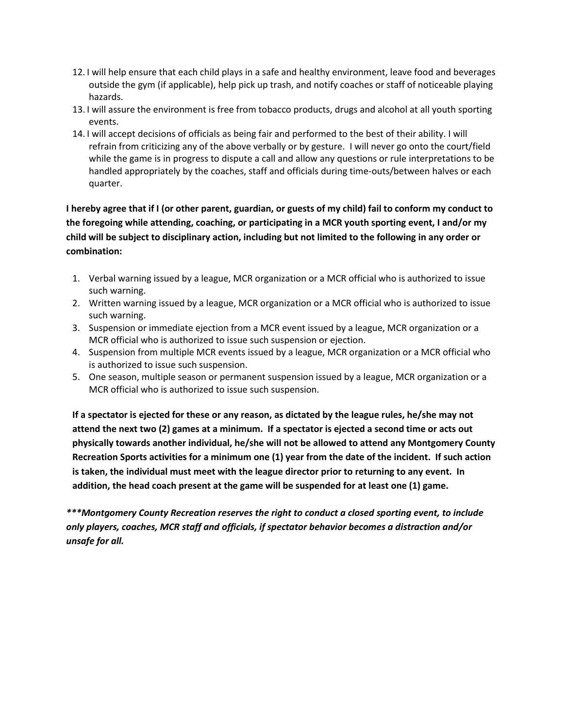12. I will help ensure that each child plays in a safe and healthy environment, leave food and beverages outside the gym (if applicable), help pick up trash, and notify coaches or staff of noticeable playing hazards.
13. I will assure the environment is free from tobacco products, drugs and alcohol at all youth sporting events.
14. I will accept decisions of officials as being fair and performed to the best of their ability. I will refrain from criticizing any of the above verbally or by gesture. I will never go onto the court/field while the game is in progress to dispute a call and allow any questions or rule interpretations to be handled appropriately by the coaches, staff and officials during time-outs/between halves or each quarter.

**I hereby agree that if I (or other parent, guardian, or guests of my child) fail to conform my conduct to the foregoing while attending, coaching, or participating in a MCR youth sporting event, I and/or my child will be subject to disciplinary action, including but not limited to the following in any order or combination:**

1. Verbal warning issued by a league, MCR organization or a MCR official who is authorized to issue such warning.
2. Written warning issued by a league, MCR organization or a MCR official who is authorized to issue such warning.
3. Suspension or immediate ejection from a MCR event issued by a league, MCR organization or a MCR official who is authorized to issue such suspension or ejection.
4. Suspension from multiple MCR events issued by a league, MCR organization or a MCR official who is authorized to issue such suspension.
5. One season, multiple season or permanent suspension issued by a league, MCR organization or a MCR official who is authorized to issue such suspension.

**If a spectator is ejected for these or any reason, as dictated by the league rules, he/she may not attend the next two (2) games at a minimum. If a spectator is ejected a second time or acts out physically towards another individual, he/she will not be allowed to attend any Montgomery County Recreation Sports activities for a minimum one (1) year from the date of the incident. If such action is taken, the individual must meet with the league director prior to returning to any event. In addition, the head coach present at the game will be suspended for at least one (1) game.**

***\*\*\*Montgomery County Recreation reserves the right to conduct a closed sporting event, to include only players, coaches, MCR staff and officials, if spectator behavior becomes a distraction and/or unsafe for all.***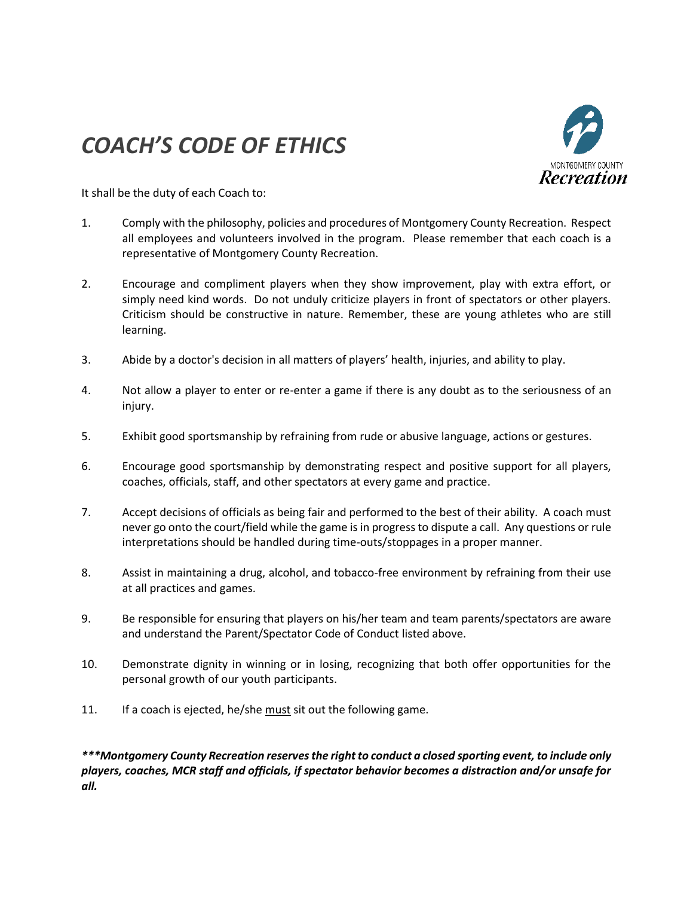# *COACH'S CODE OF ETHICS*

MONTGOMERY COUNTY
*Recreation*

It shall be the duty of each Coach to:

1. Comply with the philosophy, policies and procedures of Montgomery County Recreation. Respect all employees and volunteers involved in the program. Please remember that each coach is a representative of Montgomery County Recreation.

2. Encourage and compliment players when they show improvement, play with extra effort, or simply need kind words. Do not unduly criticize players in front of spectators or other players. Criticism should be constructive in nature. Remember, these are young athletes who are still learning.

3. Abide by a doctor's decision in all matters of players' health, injuries, and ability to play.

4. Not allow a player to enter or re-enter a game if there is any doubt as to the seriousness of an injury.

5. Exhibit good sportsmanship by refraining from rude or abusive language, actions or gestures.

6. Encourage good sportsmanship by demonstrating respect and positive support for all players, coaches, officials, staff, and other spectators at every game and practice.

7. Accept decisions of officials as being fair and performed to the best of their ability. A coach must never go onto the court/field while the game is in progress to dispute a call. Any questions or rule interpretations should be handled during time-outs/stoppages in a proper manner.

8. Assist in maintaining a drug, alcohol, and tobacco-free environment by refraining from their use at all practices and games.

9. Be responsible for ensuring that players on his/her team and team parents/spectators are aware and understand the Parent/Spectator Code of Conduct listed above.

10. Demonstrate dignity in winning or in losing, recognizing that both offer opportunities for the personal growth of our youth participants.

11. If a coach is ejected, he/she <u>must</u> sit out the following game.

***\*\*\*Montgomery County Recreation reserves the right to conduct a closed sporting event, to include only players, coaches, MCR staff and officials, if spectator behavior becomes a distraction and/or unsafe for all.***